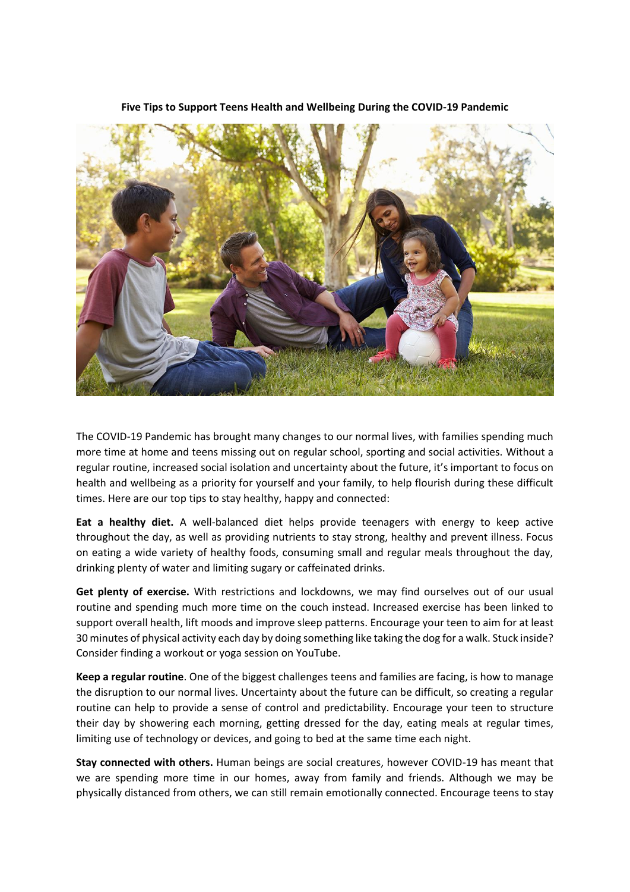# Five Tips to Support Teens Health and Wellbeing During the COVID-19 Pandemic

The COVID-19 Pandemic has brought many changes to our normal lives, with families spending much more time at home and teens missing out on regular school, sporting and social activities. Without a regular routine, increased social isolation and uncertainty about the future, it's important to focus on health and wellbeing as a priority for yourself and your family, to help flourish during these difficult times. Here are our top tips to stay healthy, happy and connected:

**Eat a healthy diet.** A well-balanced diet helps provide teenagers with energy to keep active throughout the day, as well as providing nutrients to stay strong, healthy and prevent illness. Focus on eating a wide variety of healthy foods, consuming small and regular meals throughout the day, drinking plenty of water and limiting sugary or caffeinated drinks.

**Get plenty of exercise.** With restrictions and lockdowns, we may find ourselves out of our usual routine and spending much more time on the couch instead. Increased exercise has been linked to support overall health, lift moods and improve sleep patterns. Encourage your teen to aim for at least 30 minutes of physical activity each day by doing something like taking the dog for a walk. Stuck inside? Consider finding a workout or yoga session on YouTube.

**Keep a regular routine**. One of the biggest challenges teens and families are facing, is how to manage the disruption to our normal lives. Uncertainty about the future can be difficult, so creating a regular routine can help to provide a sense of control and predictability. Encourage your teen to structure their day by showering each morning, getting dressed for the day, eating meals at regular times, limiting use of technology or devices, and going to bed at the same time each night.

**Stay connected with others.** Human beings are social creatures, however COVID-19 has meant that we are spending more time in our homes, away from family and friends. Although we may be physically distanced from others, we can still remain emotionally connected. Encourage teens to stay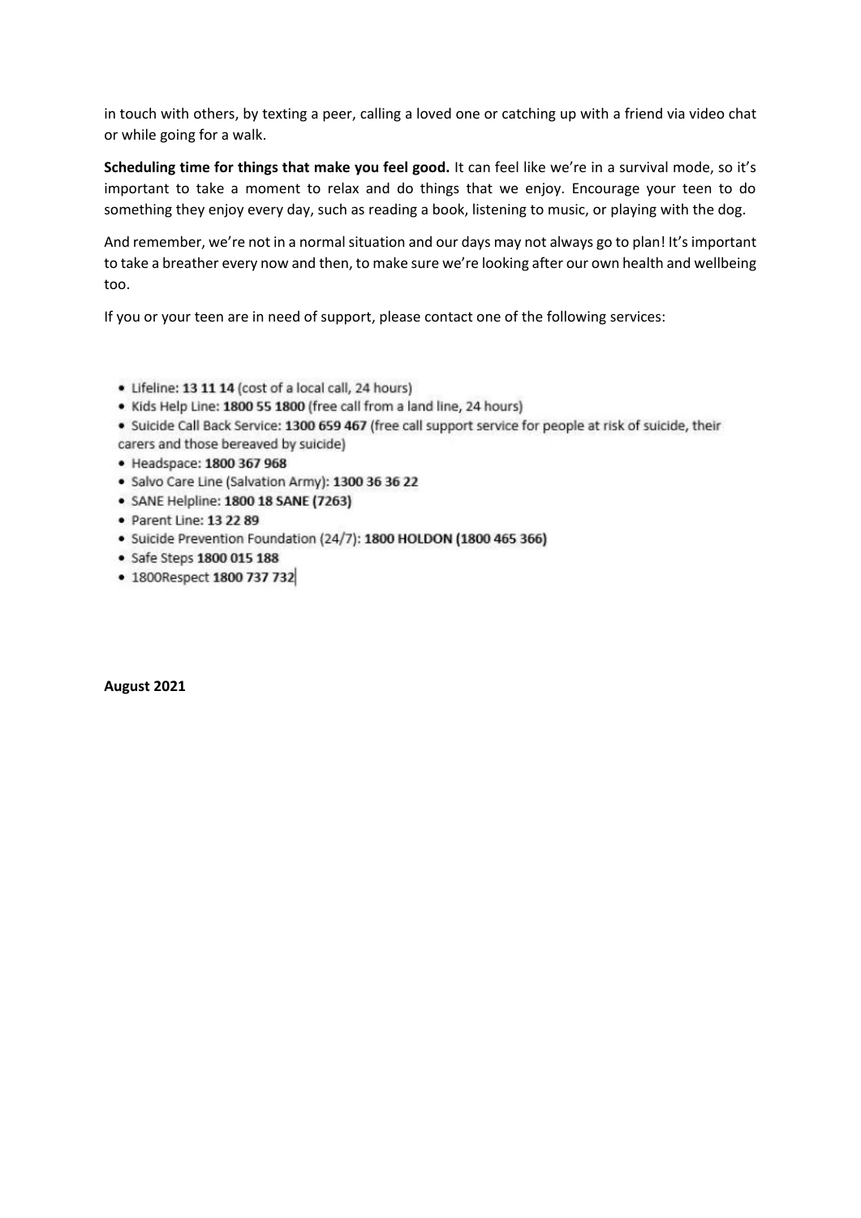in touch with others, by texting a peer, calling a loved one or catching up with a friend via video chat or while going for a walk.

**Scheduling time for things that make you feel good.** It can feel like we're in a survival mode, so it's important to take a moment to relax and do things that we enjoy. Encourage your teen to do something they enjoy every day, such as reading a book, listening to music, or playing with the dog.

And remember, we're not in a normal situation and our days may not always go to plan! It's important to take a breather every now and then, to make sure we're looking after our own health and wellbeing too.

If you or your teen are in need of support, please contact one of the following services:

- Lifeline: **13 11 14** (cost of a local call, 24 hours)
- Kids Help Line: **1800 55 1800** (free call from a land line, 24 hours)
- Suicide Call Back Service: **1300 659 467** (free call support service for people at risk of suicide, their carers and those bereaved by suicide)
- Headspace: **1800 367 968**
- Salvo Care Line (Salvation Army): **1300 36 36 22**
- SANE Helpline: **1800 18 SANE (7263)**
- Parent Line: **13 22 89**
- Suicide Prevention Foundation (24/7): **1800 HOLDON (1800 465 366)**
- Safe Steps **1800 015 188**
- 1800Respect **1800 737 732**

**August 2021**